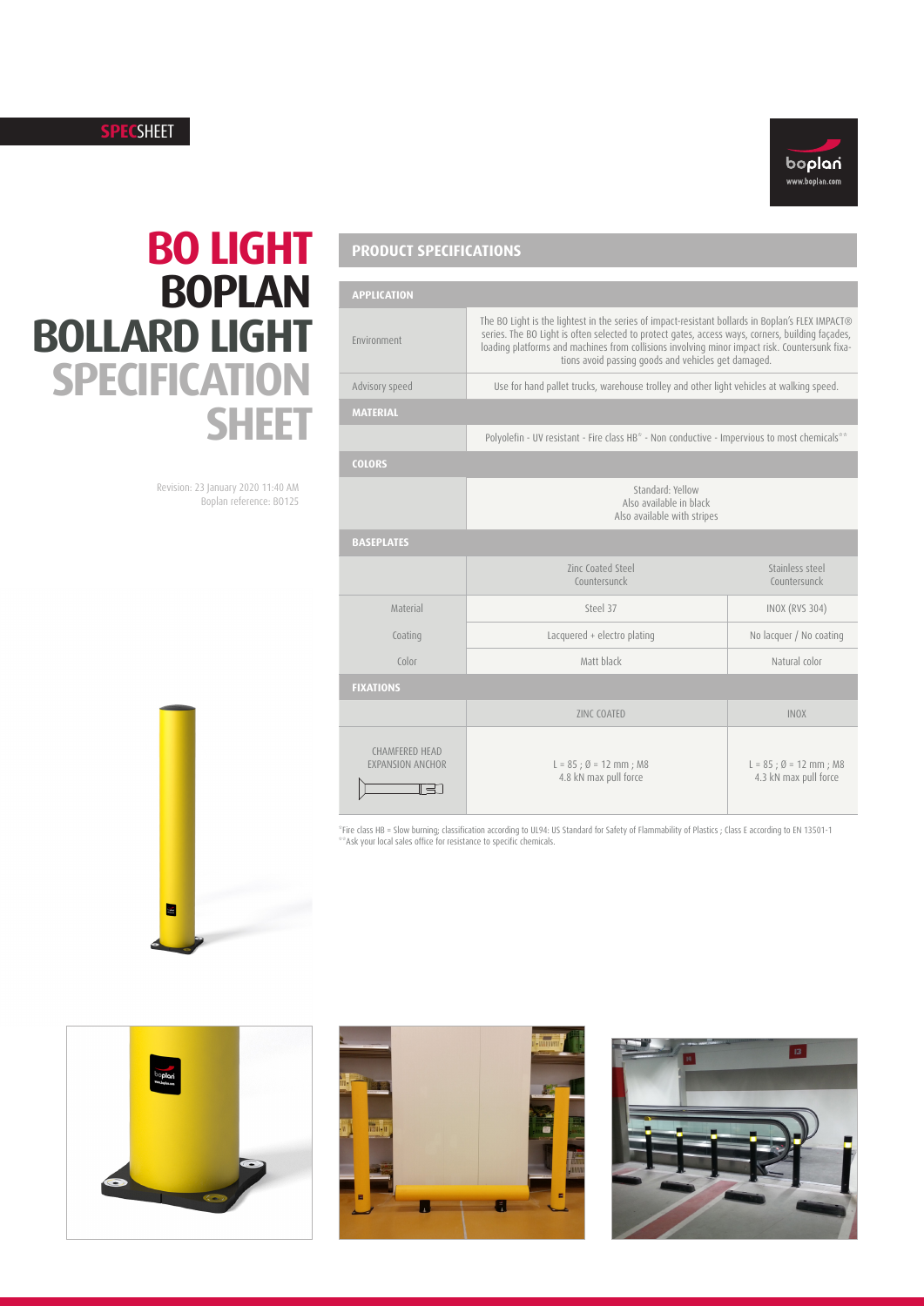**SPEC**SHEET

# BO LIGHT BOPLAN BOLLARD LIGHT SPECIFICATION SHEET

Revision: 23 January 2020 11:40 AM
Boplan reference: BO125

## PRODUCT SPECIFICATIONS

| APPLICATION | | |
|---|---|---|
| Environment | The BO Light is the lightest in the series of impact-resistant bollards in Boplan's FLEX IMPACT® series. The BO Light is often selected to protect gates, access ways, corners, building façades, loading platforms and machines from collisions involving minor impact risk. Countersunk fixations avoid passing goods and vehicles get damaged. | |
| Advisory speed | Use for hand pallet trucks, warehouse trolley and other light vehicles at walking speed. | |
| **MATERIAL** | | |
| | Polyolefin - UV resistant - Fire class HB* - Non conductive - Impervious to most chemicals** | |
| **COLORS** | | |
| | Standard: Yellow<br>Also available in black<br>Also available with stripes | |
| **BASEPLATES** | | |
| | Zinc Coated Steel<br>Countersunck | Stainless steel<br>Countersunck |
| Material | Steel 37 | INOX (RVS 304) |
| Coating | Lacquered + electro plating | No lacquer / No coating |
| Color | Matt black | Natural color |
| **FIXATIONS** | | |
| | ZINC COATED | INOX |
| CHAMFERED HEAD EXPANSION ANCHOR | L = 85 ; Ø = 12 mm ; M8<br>4.8 kN max pull force | L = 85 ; Ø = 12 mm ; M8<br>4.3 kN max pull force |

*Fire class HB = Slow burning; classification according to UL94: US Standard for Safety of Flammability of Plastics ; Class E according to EN 13501-1
**Ask your local sales office for resistance to specific chemicals.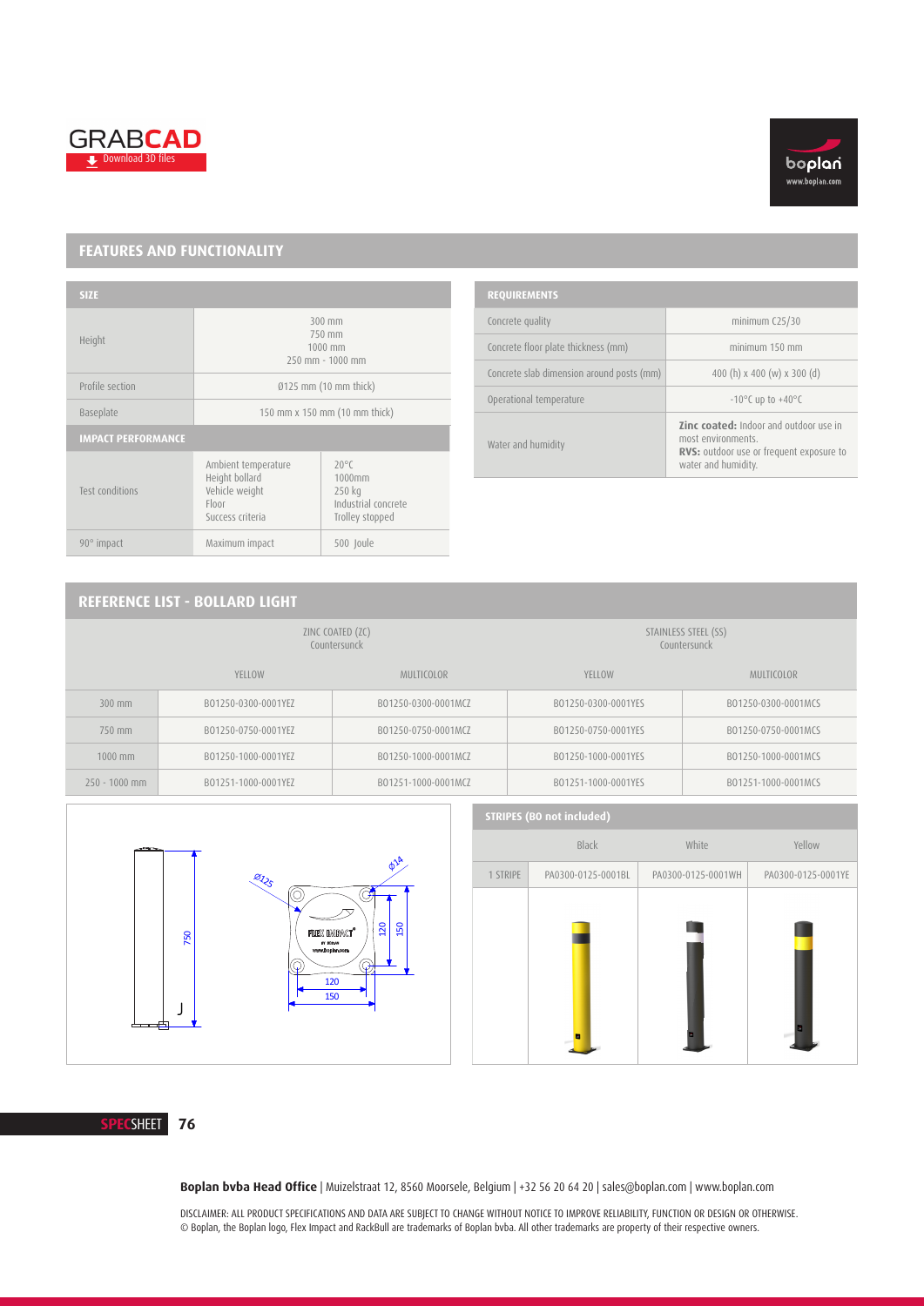GRABCAD
Download 3D files

## FEATURES AND FUNCTIONALITY

| SIZE | | |
|---|---|---|
| Height | 300 mm<br>750 mm<br>1000 mm<br>250 mm - 1000 mm | |
| Profile section | Ø125 mm (10 mm thick) | |
| Baseplate | 150 mm x 150 mm (10 mm thick) | |
| **IMPACT PERFORMANCE** | | |
| Test conditions | Ambient temperature<br>Height bollard<br>Vehicle weight<br>Floor<br>Success criteria | 20°C<br>1000mm<br>250 kg<br>Industrial concrete<br>Trolley stopped |
| 90° impact | Maximum impact | 500 Joule |

| REQUIREMENTS | |
|---|---|
| Concrete quality | minimum C25/30 |
| Concrete floor plate thickness (mm) | minimum 150 mm |
| Concrete slab dimension around posts (mm) | 400 (h) x 400 (w) x 300 (d) |
| Operational temperature | -10°C up to +40°C |
| Water and humidity | **Zinc coated:** Indoor and outdoor use in most environments.<br>**RVS:** outdoor use or frequent exposure to water and humidity. |

## REFERENCE LIST - BOLLARD LIGHT

| | ZINC COATED (ZC) Countersunck | | STAINLESS STEEL (SS) Countersunck | |
|---|---|---|---|---|
| | YELLOW | MULTICOLOR | YELLOW | MULTICOLOR |
| 300 mm | BO1250-0300-0001YEZ | BO1250-0300-0001MCZ | BO1250-0300-0001YES | BO1250-0300-0001MCS |
| 750 mm | BO1250-0750-0001YEZ | BO1250-0750-0001MCZ | BO1250-0750-0001YES | BO1250-0750-0001MCS |
| 1000 mm | BO1250-1000-0001YEZ | BO1250-1000-0001MCZ | BO1250-1000-0001YES | BO1250-1000-0001MCS |
| 250 - 1000 mm | BO1251-1000-0001YEZ | BO1251-1000-0001MCZ | BO1251-1000-0001YES | BO1251-1000-0001MCS |

750
Ø125
Ø14
120
150
120
150
FLEX IMPACT

| STRIPES (BO not included) | | | |
|---|---|---|---|
| | Black | White | Yellow |
| 1 STRIPE | PA0300-0125-0001BL | PA0300-0125-0001WH | PA0300-0125-0001YE |

SPECSHEET 76

**Boplan bvba Head Office** | Muizelstraat 12, 8560 Moorsele, Belgium | +32 56 20 64 20 | sales@boplan.com | www.boplan.com

DISCLAIMER: ALL PRODUCT SPECIFICATIONS AND DATA ARE SUBJECT TO CHANGE WITHOUT NOTICE TO IMPROVE RELIABILITY, FUNCTION OR DESIGN OR OTHERWISE.
© Boplan, the Boplan logo, Flex Impact and RackBull are trademarks of Boplan bvba. All other trademarks are property of their respective owners.